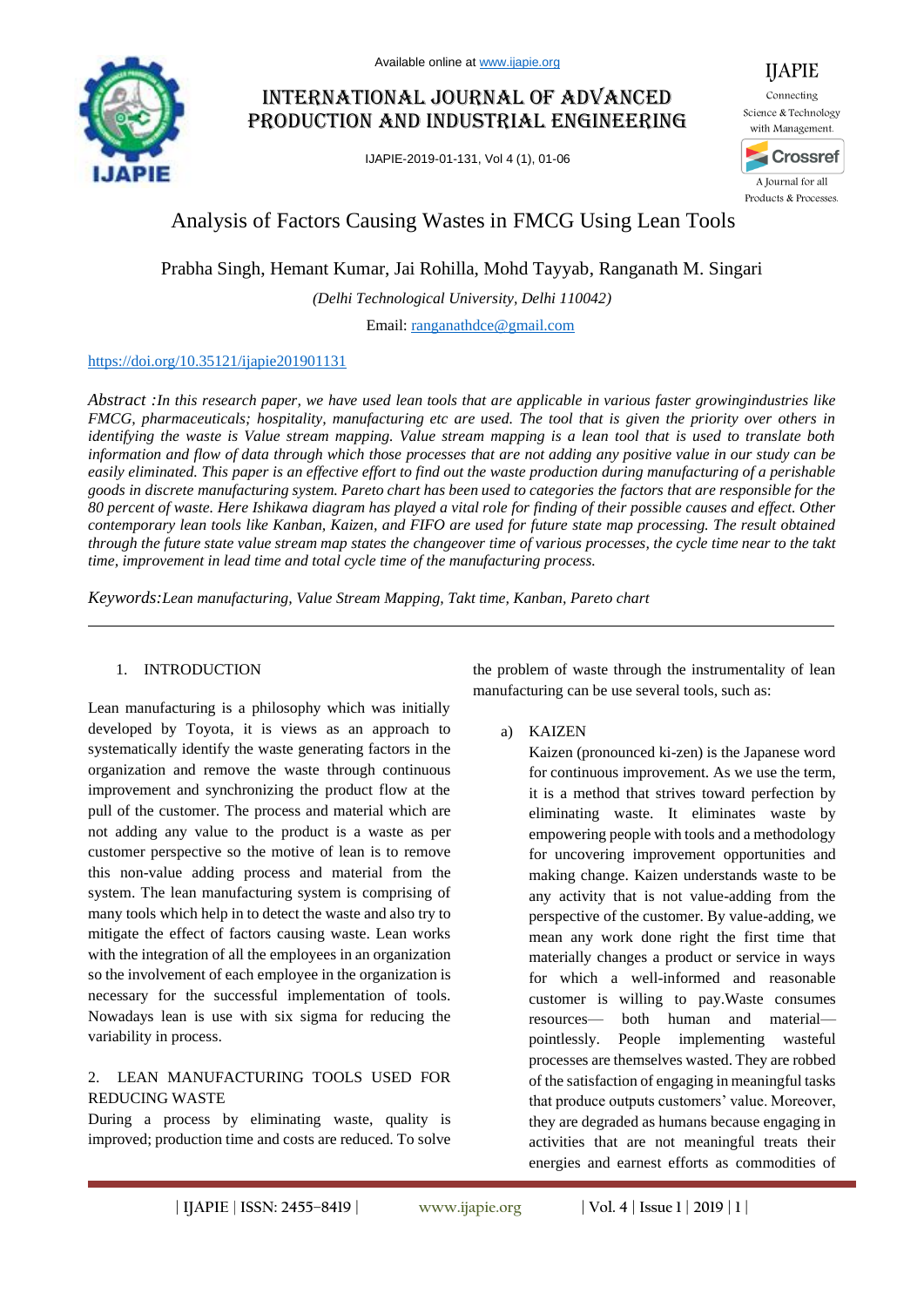# Analysis of Factors Causing Wastes in FMCG Using Lean Tools

Prabha Singh, Hemant Kumar, Jai Rohilla, Mohd Tayyab, Ranganath M. Singari

*(Delhi Technological University, Delhi 110042)*

Email: ranganathdce@gmail.com

https://doi.org/10.35121/ijapie201901131

*Abstract :In this research paper, we have used lean tools that are applicable in various faster growingindustries like FMCG, pharmaceuticals; hospitality, manufacturing etc are used. The tool that is given the priority over others in identifying the waste is Value stream mapping. Value stream mapping is a lean tool that is used to translate both information and flow of data through which those processes that are not adding any positive value in our study can be easily eliminated. This paper is an effective effort to find out the waste production during manufacturing of a perishable goods in discrete manufacturing system. Pareto chart has been used to categories the factors that are responsible for the 80 percent of waste. Here Ishikawa diagram has played a vital role for finding of their possible causes and effect. Other contemporary lean tools like Kanban, Kaizen, and FIFO are used for future state map processing. The result obtained through the future state value stream map states the changeover time of various processes, the cycle time near to the takt time, improvement in lead time and total cycle time of the manufacturing process.*

*Keywords:Lean manufacturing, Value Stream Mapping, Takt time, Kanban, Pareto chart*

## 1. INTRODUCTION

Lean manufacturing is a philosophy which was initially developed by Toyota, it is views as an approach to systematically identify the waste generating factors in the organization and remove the waste through continuous improvement and synchronizing the product flow at the pull of the customer. The process and material which are not adding any value to the product is a waste as per customer perspective so the motive of lean is to remove this non-value adding process and material from the system. The lean manufacturing system is comprising of many tools which help in to detect the waste and also try to mitigate the effect of factors causing waste. Lean works with the integration of all the employees in an organization so the involvement of each employee in the organization is necessary for the successful implementation of tools. Nowadays lean is use with six sigma for reducing the variability in process.

## 2. LEAN MANUFACTURING TOOLS USED FOR REDUCING WASTE

During a process by eliminating waste, quality is improved; production time and costs are reduced. To solve the problem of waste through the instrumentality of lean manufacturing can be use several tools, such as:

a) KAIZEN

Kaizen (pronounced ki-zen) is the Japanese word for continuous improvement. As we use the term, it is a method that strives toward perfection by eliminating waste. It eliminates waste by empowering people with tools and a methodology for uncovering improvement opportunities and making change. Kaizen understands waste to be any activity that is not value-adding from the perspective of the customer. By value-adding, we mean any work done right the first time that materially changes a product or service in ways for which a well-informed and reasonable customer is willing to pay.Waste consumes resources— both human and material— pointlessly. People implementing wasteful processes are themselves wasted. They are robbed of the satisfaction of engaging in meaningful tasks that produce outputs customers' value. Moreover, they are degraded as humans because engaging in activities that are not meaningful treats their energies and earnest efforts as commodities of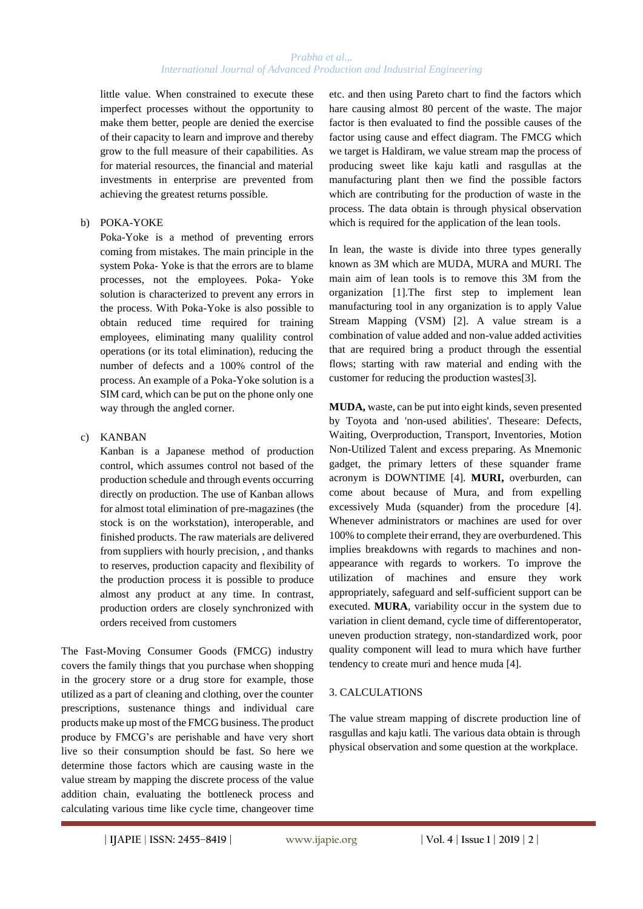little value. When constrained to execute these imperfect processes without the opportunity to make them better, people are denied the exercise of their capacity to learn and improve and thereby grow to the full measure of their capabilities. As for material resources, the financial and material investments in enterprise are prevented from achieving the greatest returns possible.

b) POKA-YOKE

Poka-Yoke is a method of preventing errors coming from mistakes. The main principle in the system Poka- Yoke is that the errors are to blame processes, not the employees. Poka- Yoke solution is characterized to prevent any errors in the process. With Poka-Yoke is also possible to obtain reduced time required for training employees, eliminating many qualility control operations (or its total elimination), reducing the number of defects and a 100% control of the process. An example of a Poka-Yoke solution is a SIM card, which can be put on the phone only one way through the angled corner.

c) KANBAN

Kanban is a Japanese method of production control, which assumes control not based of the production schedule and through events occurring directly on production. The use of Kanban allows for almost total elimination of pre-magazines (the stock is on the workstation), interoperable, and finished products. The raw materials are delivered from suppliers with hourly precision, , and thanks to reserves, production capacity and flexibility of the production process it is possible to produce almost any product at any time. In contrast, production orders are closely synchronized with orders received from customers

The Fast-Moving Consumer Goods (FMCG) industry covers the family things that you purchase when shopping in the grocery store or a drug store for example, those utilized as a part of cleaning and clothing, over the counter prescriptions, sustenance things and individual care products make up most of the FMCG business. The product produce by FMCG's are perishable and have very short live so their consumption should be fast. So here we determine those factors which are causing waste in the value stream by mapping the discrete process of the value addition chain, evaluating the bottleneck process and calculating various time like cycle time, changeover time etc. and then using Pareto chart to find the factors which hare causing almost 80 percent of the waste. The major factor is then evaluated to find the possible causes of the factor using cause and effect diagram. The FMCG which we target is Haldiram, we value stream map the process of producing sweet like kaju katli and rasgullas at the manufacturing plant then we find the possible factors which are contributing for the production of waste in the process. The data obtain is through physical observation which is required for the application of the lean tools.

In lean, the waste is divide into three types generally known as 3M which are MUDA, MURA and MURI. The main aim of lean tools is to remove this 3M from the organization [1].The first step to implement lean manufacturing tool in any organization is to apply Value Stream Mapping (VSM) [2]. A value stream is a combination of value added and non-value added activities that are required bring a product through the essential flows; starting with raw material and ending with the customer for reducing the production wastes[3].

**MUDA,** waste, can be put into eight kinds, seven presented by Toyota and 'non-used abilities'. Theseare: Defects, Waiting, Overproduction, Transport, Inventories, Motion Non-Utilized Talent and excess preparing. As Mnemonic gadget, the primary letters of these squander frame acronym is DOWNTIME [4]. **MURI,** overburden, can come about because of Mura, and from expelling excessively Muda (squander) from the procedure [4]. Whenever administrators or machines are used for over 100% to complete their errand, they are overburdened. This implies breakdowns with regards to machines and non-appearance with regards to workers. To improve the utilization of machines and ensure they work appropriately, safeguard and self-sufficient support can be executed. **MURA**, variability occur in the system due to variation in client demand, cycle time of differentoperator, uneven production strategy, non-standardized work, poor quality component will lead to mura which have further tendency to create muri and hence muda [4].

## 3. CALCULATIONS

The value stream mapping of discrete production line of rasgullas and kaju katli. The various data obtain is through physical observation and some question at the workplace.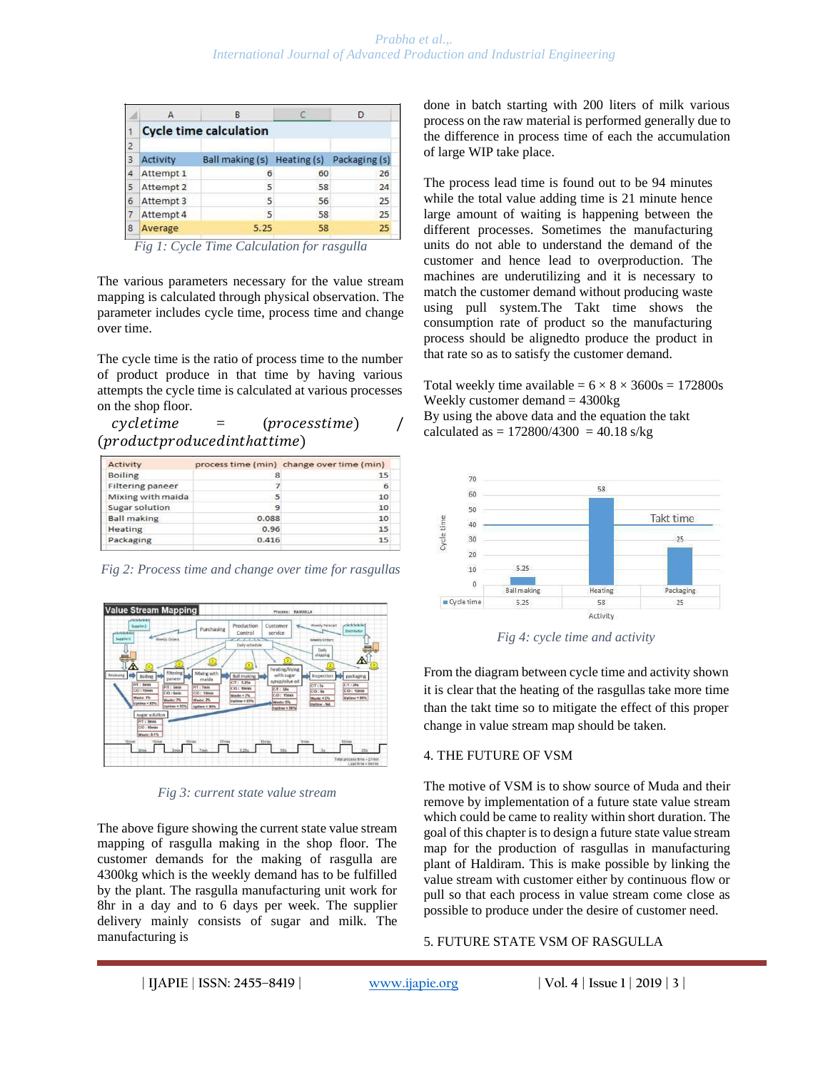| | A | B | C | D |
|---|---|---|---|---|
| 1 | Cycle time calculation | | | |
| 2 | | | | |
| 3 | Activity | Ball making (s) | Heating (s) | Packaging (s) |
| 4 | Attempt 1 | 6 | 60 | 26 |
| 5 | Attempt 2 | 5 | 58 | 24 |
| 6 | Attempt 3 | 5 | 56 | 25 |
| 7 | Attempt 4 | 5 | 58 | 25 |
| 8 | Average | 5.25 | 58 | 25 |

*Fig 1: Cycle Time Calculation for rasgulla*

The various parameters necessary for the value stream mapping is calculated through physical observation. The parameter includes cycle time, process time and change over time.

The cycle time is the ratio of process time to the number of product produce in that time by having various attempts the cycle time is calculated at various processes on the shop floor.

$$cycletime = (processtime) / (productproducedinthattime)$$

| Activity | process time (min) | change over time (min) |
|---|---|---|
| Boiling | 8 | 15 |
| Filtering paneer | 7 | 6 |
| Mixing with maida | 5 | 10 |
| Sugar solution | 9 | 10 |
| Ball making | 0.088 | 10 |
| Heating | 0.96 | 15 |
| Packaging | 0.416 | 15 |

*Fig 2: Process time and change over time for rasgullas*

*Fig 3: current state value stream*

The above figure showing the current state value stream mapping of rasgulla making in the shop floor. The customer demands for the making of rasgulla are 4300kg which is the weekly demand has to be fulfilled by the plant. The rasgulla manufacturing unit work for 8hr in a day and to 6 days per week. The supplier delivery mainly consists of sugar and milk. The manufacturing is done in batch starting with 200 liters of milk various process on the raw material is performed generally due to the difference in process time of each the accumulation of large WIP take place.

The process lead time is found out to be 94 minutes while the total value adding time is 21 minute hence large amount of waiting is happening between the different processes. Sometimes the manufacturing units do not able to understand the demand of the customer and hence lead to overproduction. The machines are underutilizing and it is necessary to match the customer demand without producing waste using pull system.The Takt time shows the consumption rate of product so the manufacturing process should be alignedto produce the product in that rate so as to satisfy the customer demand.

Total weekly time available = 6 × 8 × 3600s = 172800s
Weekly customer demand = 4300kg
By using the above data and the equation the takt calculated as = 172800/4300 = 40.18 s/kg

70
60
50
40
30
20
10
0
Cycle time
Takt time
5.25
58
25
Ball making
Heating
Packaging
Cycle time 5.25 58 25
Activity

*Fig 4: cycle time and activity*

From the diagram between cycle time and activity shown it is clear that the heating of the rasgullas take more time than the takt time so to mitigate the effect of this proper change in value stream map should be taken.

## 4. THE FUTURE OF VSM

The motive of VSM is to show source of Muda and their remove by implementation of a future state value stream which could be came to reality within short duration. The goal of this chapter is to design a future state value stream map for the production of rasgullas in manufacturing plant of Haldiram. This is make possible by linking the value stream with customer either by continuous flow or pull so that each process in value stream come close as possible to produce under the desire of customer need.

## 5. FUTURE STATE VSM OF RASGULLA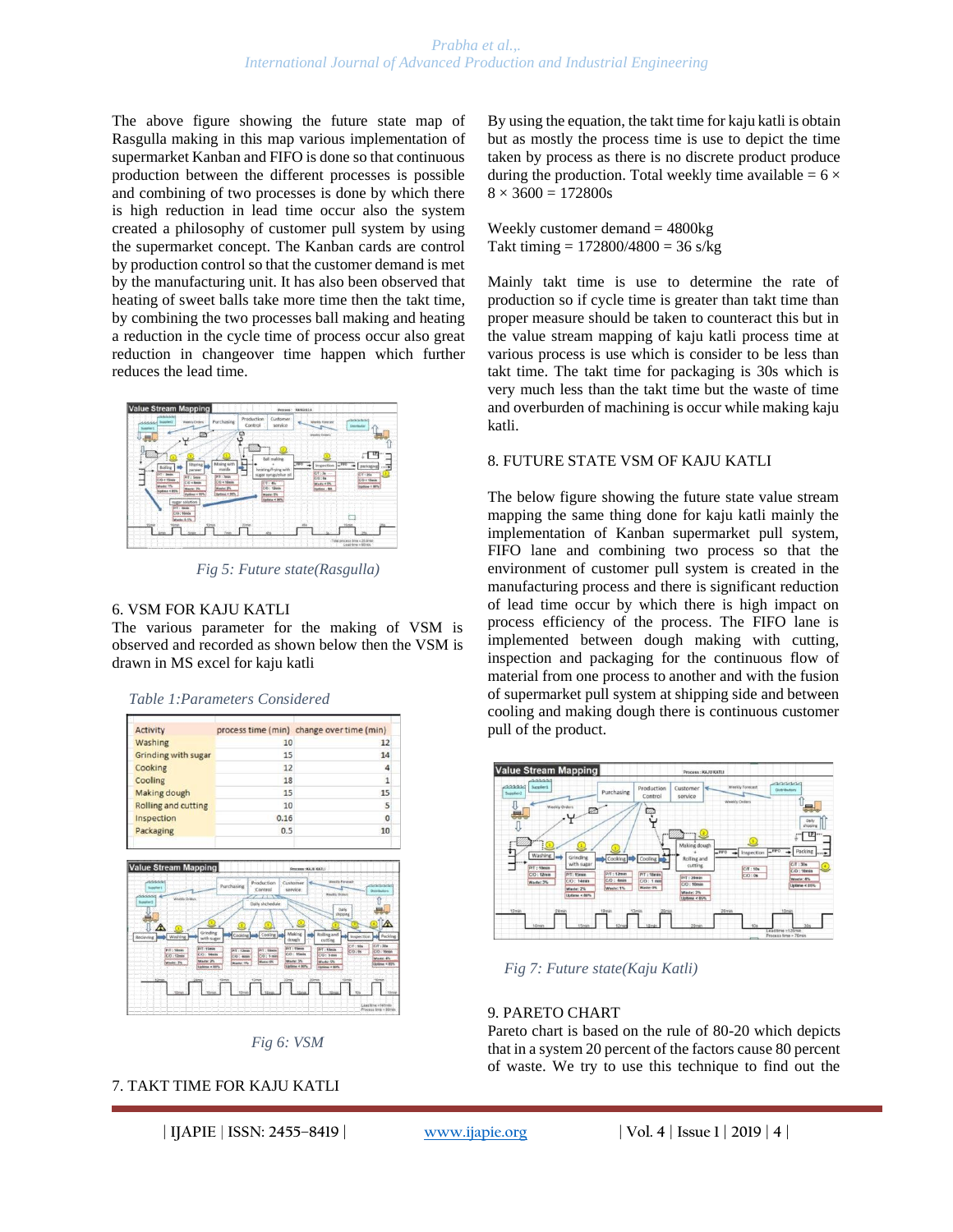The above figure showing the future state map of Rasgulla making in this map various implementation of supermarket Kanban and FIFO is done so that continuous production between the different processes is possible and combining of two processes is done by which there is high reduction in lead time occur also the system created a philosophy of customer pull system by using the supermarket concept. The Kanban cards are control by production control so that the customer demand is met by the manufacturing unit. It has also been observed that heating of sweet balls take more time then the takt time, by combining the two processes ball making and heating a reduction in the cycle time of process occur also great reduction in changeover time happen which further reduces the lead time.

*Fig 5: Future state(Rasgulla)*

## 6. VSM FOR KAJU KATLI

The various parameter for the making of VSM is observed and recorded as shown below then the VSM is drawn in MS excel for kaju katli

*Table 1:Parameters Considered*

| Activity | process time (min) | change over time (min) |
|---|---|---|
| Washing | 10 | 12 |
| Grinding with sugar | 15 | 14 |
| Cooking | 12 | 4 |
| Cooling | 18 | 1 |
| Making dough | 15 | 15 |
| Rolling and cutting | 10 | 5 |
| Inspection | 0.16 | 0 |
| Packaging | 0.5 | 10 |

*Fig 6: VSM*

## 7. TAKT TIME FOR KAJU KATLI

By using the equation, the takt time for kaju katli is obtain but as mostly the process time is use to depict the time taken by process as there is no discrete product produce during the production. Total weekly time available = $6 \times 8 \times 3600 = 172800$s

Weekly customer demand = 4800kg
Takt timing = 172800/4800 = 36 s/kg

Mainly takt time is use to determine the rate of production so if cycle time is greater than takt time than proper measure should be taken to counteract this but in the value stream mapping of kaju katli process time at various process is use which is consider to be less than takt time. The takt time for packaging is 30s which is very much less than the takt time but the waste of time and overburden of machining is occur while making kaju katli.

## 8. FUTURE STATE VSM OF KAJU KATLI

The below figure showing the future state value stream mapping the same thing done for kaju katli mainly the implementation of Kanban supermarket pull system, FIFO lane and combining two process so that the environment of customer pull system is created in the manufacturing process and there is significant reduction of lead time occur by which there is high impact on process efficiency of the process. The FIFO lane is implemented between dough making with cutting, inspection and packaging for the continuous flow of material from one process to another and with the fusion of supermarket pull system at shipping side and between cooling and making dough there is continuous customer pull of the product.

*Fig 7: Future state(Kaju Katli)*

## 9. PARETO CHART

Pareto chart is based on the rule of 80-20 which depicts that in a system 20 percent of the factors cause 80 percent of waste. We try to use this technique to find out the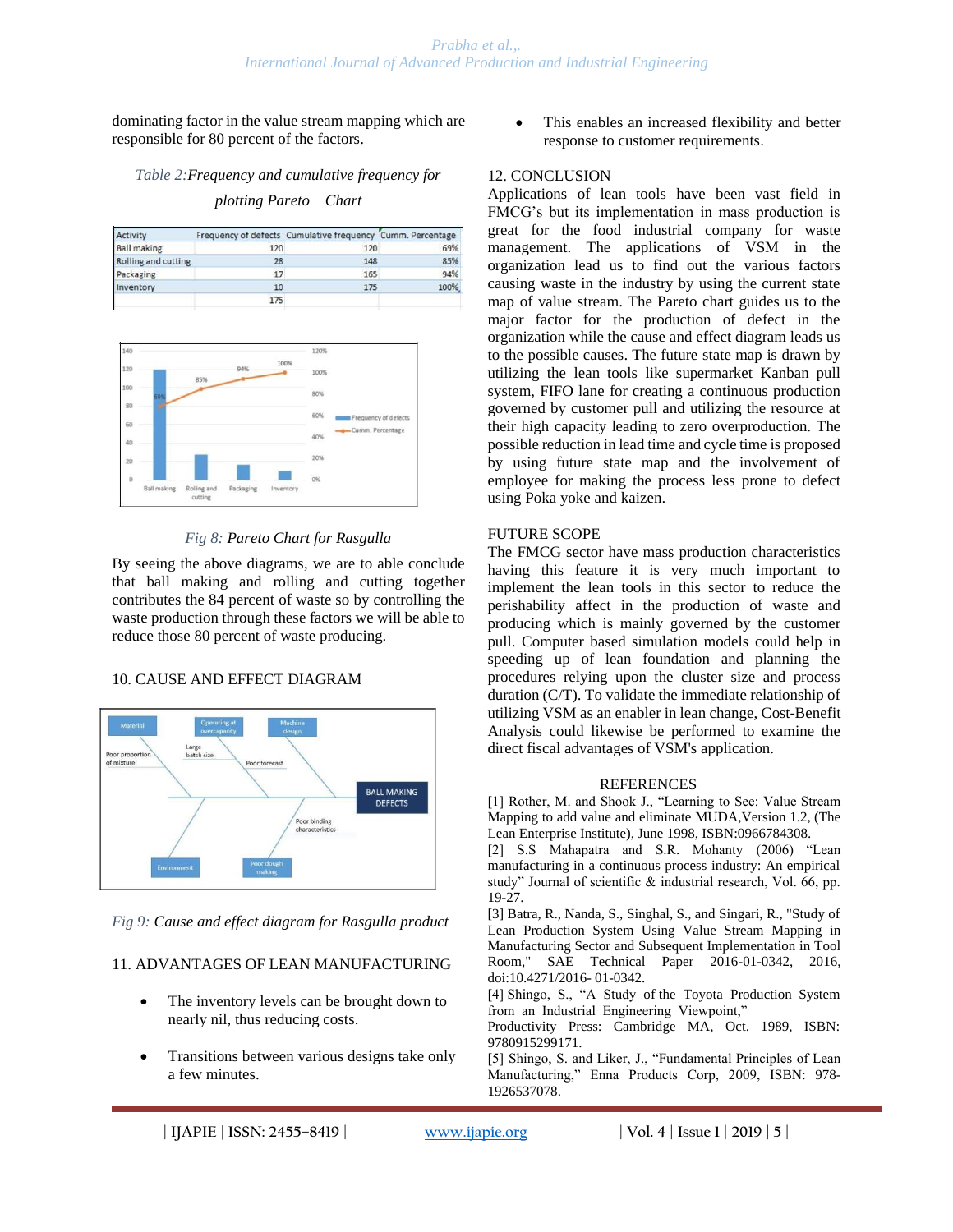dominating factor in the value stream mapping which are responsible for 80 percent of the factors.

*Table 2: Frequency and cumulative frequency for plotting Pareto Chart*

| Activity | Frequency of defects | Cumulative frequency | Cumm. Percentage |
|---|---|---|---|
| Ball making | 120 | 120 | 69% |
| Rolling and cutting | 28 | 148 | 85% |
| Packaging | 17 | 165 | 94% |
| Inventory | 10 | 175 | 100% |
| | 175 | | |

140
120
100
80
60
40
20
0
120%
100%
80%
60%
40%
20%
0%
69%
85%
94%
100%
Ball making
Rolling and cutting
Packaging
Inventory
Frequency of defects
Cumm. Percentage

*Fig 8: Pareto Chart for Rasgulla*

By seeing the above diagrams, we are to able conclude that ball making and rolling and cutting together contributes the 84 percent of waste so by controlling the waste production through these factors we will be able to reduce those 80 percent of waste producing.

## 10. CAUSE AND EFFECT DIAGRAM

Material
Operating at overcapacity
Machine design
Poor proportion of mixture
Large batch size
Poor forecast
BALL MAKING DEFECTS
Poor binding characteristics
Environment
Poor dough making

*Fig 9: Cause and effect diagram for Rasgulla product*

## 11. ADVANTAGES OF LEAN MANUFACTURING

- The inventory levels can be brought down to nearly nil, thus reducing costs.
- Transitions between various designs take only a few minutes.
- This enables an increased flexibility and better response to customer requirements.

## 12. CONCLUSION

Applications of lean tools have been vast field in FMCG's but its implementation in mass production is great for the food industrial company for waste management. The applications of VSM in the organization lead us to find out the various factors causing waste in the industry by using the current state map of value stream. The Pareto chart guides us to the major factor for the production of defect in the organization while the cause and effect diagram leads us to the possible causes. The future state map is drawn by utilizing the lean tools like supermarket Kanban pull system, FIFO lane for creating a continuous production governed by customer pull and utilizing the resource at their high capacity leading to zero overproduction. The possible reduction in lead time and cycle time is proposed by using future state map and the involvement of employee for making the process less prone to defect using Poka yoke and kaizen.

## FUTURE SCOPE

The FMCG sector have mass production characteristics having this feature it is very much important to implement the lean tools in this sector to reduce the perishability affect in the production of waste and producing which is mainly governed by the customer pull. Computer based simulation models could help in speeding up of lean foundation and planning the procedures relying upon the cluster size and process duration (C/T). To validate the immediate relationship of utilizing VSM as an enabler in lean change, Cost-Benefit Analysis could likewise be performed to examine the direct fiscal advantages of VSM's application.

## REFERENCES

[1] Rother, M. and Shook J., "Learning to See: Value Stream Mapping to add value and eliminate MUDA,Version 1.2, (The Lean Enterprise Institute), June 1998, ISBN:0966784308.

[2] S.S Mahapatra and S.R. Mohanty (2006) "Lean manufacturing in a continuous process industry: An empirical study" Journal of scientific & industrial research, Vol. 66, pp. 19-27.

[3] Batra, R., Nanda, S., Singhal, S., and Singari, R., "Study of Lean Production System Using Value Stream Mapping in Manufacturing Sector and Subsequent Implementation in Tool Room," SAE Technical Paper 2016-01-0342, 2016, doi:10.4271/2016- 01-0342.

[4] Shingo, S., "A Study of the Toyota Production System from an Industrial Engineering Viewpoint," Productivity Press: Cambridge MA, Oct. 1989, ISBN: 9780915299171.

[5] Shingo, S. and Liker, J., "Fundamental Principles of Lean Manufacturing," Enna Products Corp, 2009, ISBN: 978-1926537078.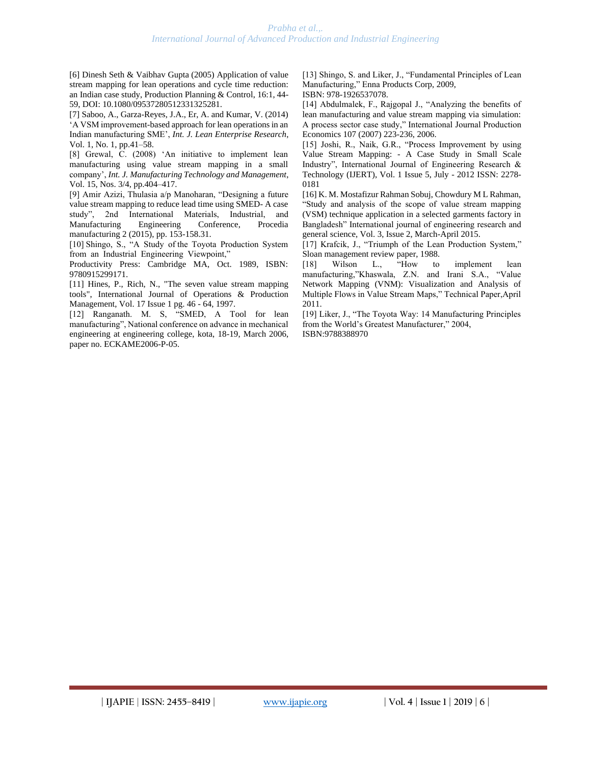[6] Dinesh Seth & Vaibhav Gupta (2005) Application of value stream mapping for lean operations and cycle time reduction: an Indian case study, Production Planning & Control, 16:1, 44-59, DOI: 10.1080/09537280512331325281.

[7] Saboo, A., Garza-Reyes, J.A., Er, A. and Kumar, V. (2014) 'A VSM improvement-based approach for lean operations in an Indian manufacturing SME', *Int. J. Lean Enterprise Research*, Vol. 1, No. 1, pp.41–58.

[8] Grewal, C. (2008) 'An initiative to implement lean manufacturing using value stream mapping in a small company', *Int. J. Manufacturing Technology and Management*, Vol. 15, Nos. 3/4, pp.404–417.

[9] Amir Azizi, Thulasia a/p Manoharan, "Designing a future value stream mapping to reduce lead time using SMED- A case study", 2nd International Materials, Industrial, and Manufacturing Engineering Conference, Procedia manufacturing 2 (2015), pp. 153-158.31.

[10] Shingo, S., "A Study of the Toyota Production System from an Industrial Engineering Viewpoint," Productivity Press: Cambridge MA, Oct. 1989, ISBN: 9780915299171.

[11] Hines, P., Rich, N., "The seven value stream mapping tools", International Journal of Operations & Production Management, Vol. 17 Issue 1 pg. 46 - 64, 1997.

[12] Ranganath. M. S, "SMED, A Tool for lean manufacturing", National conference on advance in mechanical engineering at engineering college, kota, 18-19, March 2006, paper no. ECKAME2006-P-05.

[13] Shingo, S. and Liker, J., "Fundamental Principles of Lean Manufacturing," Enna Products Corp, 2009, ISBN: 978-1926537078.

[14] Abdulmalek, F., Rajgopal J., "Analyzing the benefits of lean manufacturing and value stream mapping via simulation: A process sector case study," International Journal Production Economics 107 (2007) 223-236, 2006.

[15] Joshi, R., Naik, G.R., "Process Improvement by using Value Stream Mapping: - A Case Study in Small Scale Industry", International Journal of Engineering Research & Technology (IJERT), Vol. 1 Issue 5, July - 2012 ISSN: 2278-0181

[16] K. M. Mostafizur Rahman Sobuj, Chowdury M L Rahman, "Study and analysis of the scope of value stream mapping (VSM) technique application in a selected garments factory in Bangladesh" International journal of engineering research and general science, Vol. 3, Issue 2, March-April 2015.

[17] Krafcik, J., "Triumph of the Lean Production System," Sloan management review paper, 1988.

[18] Wilson L., "How to implement lean manufacturing,"Khaswala, Z.N. and Irani S.A., "Value Network Mapping (VNM): Visualization and Analysis of Multiple Flows in Value Stream Maps," Technical Paper,April 2011.

[19] Liker, J., "The Toyota Way: 14 Manufacturing Principles from the World's Greatest Manufacturer," 2004, ISBN:9788388970